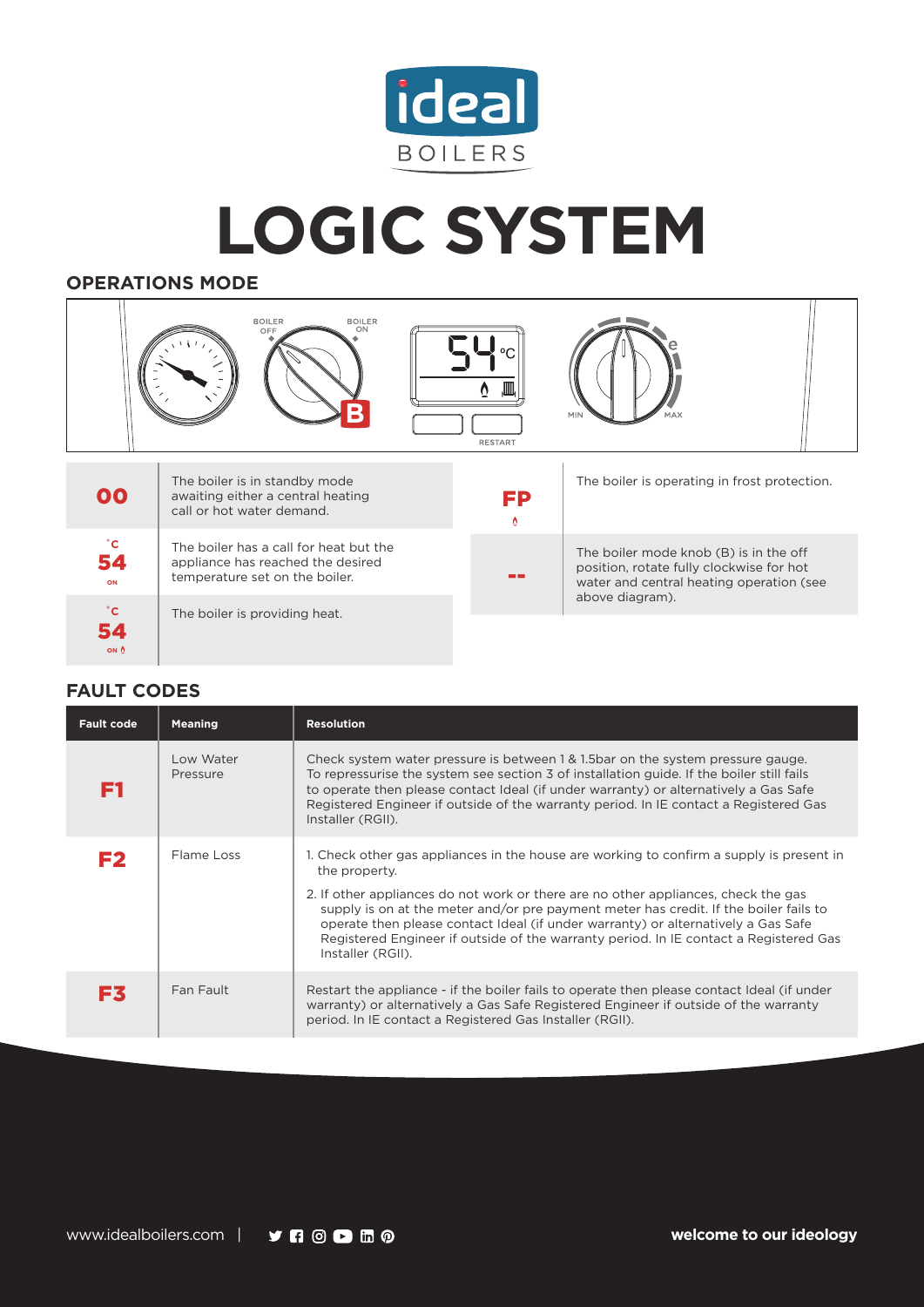# LOGIC SYSTEM

## OPERATIONS MODE

BOILER OFF | BOILER ON | B | 54 °C | RESTART | MIN | MAX | e

| Code | Description |
|---|---|
| 00 | The boiler is in standby mode awaiting either a central heating call or hot water demand. |
| °C 54 ON | The boiler has a call for heat but the appliance has reached the desired temperature set on the boiler. |
| °C 54 ON | The boiler is providing heat. |
| FP | The boiler is operating in frost protection. |
| -- | The boiler mode knob (B) is in the off position, rotate fully clockwise for hot water and central heating operation (see above diagram). |

## FAULT CODES

| Fault code | Meaning | Resolution |
|---|---|---|
| F1 | Low Water Pressure | Check system water pressure is between 1 & 1.5bar on the system pressure gauge. To repressurise the system see section 3 of installation guide. If the boiler still fails to operate then please contact Ideal (if under warranty) or alternatively a Gas Safe Registered Engineer if outside of the warranty period. In IE contact a Registered Gas Installer (RGII). |
| F2 | Flame Loss | 1. Check other gas appliances in the house are working to confirm a supply is present in the property.<br>2. If other appliances do not work or there are no other appliances, check the gas supply is on at the meter and/or pre payment meter has credit. If the boiler fails to operate then please contact Ideal (if under warranty) or alternatively a Gas Safe Registered Engineer if outside of the warranty period. In IE contact a Registered Gas Installer (RGII). |
| F3 | Fan Fault | Restart the appliance - if the boiler fails to operate then please contact Ideal (if under warranty) or alternatively a Gas Safe Registered Engineer if outside of the warranty period. In IE contact a Registered Gas Installer (RGII). |

www.idealboilers.com

**welcome to our ideology**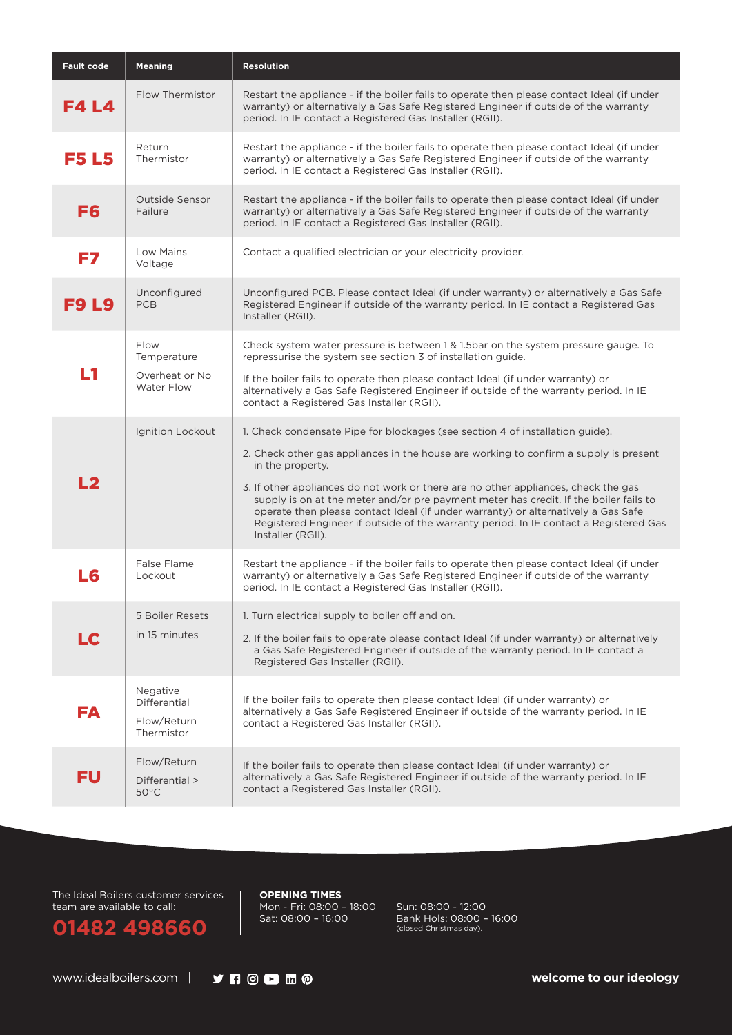| Fault code | Meaning | Resolution |
|---|---|---|
| **F4 L4** | Flow Thermistor | Restart the appliance - if the boiler fails to operate then please contact Ideal (if under warranty) or alternatively a Gas Safe Registered Engineer if outside of the warranty period. In IE contact a Registered Gas Installer (RGII). |
| **F5 L5** | Return Thermistor | Restart the appliance - if the boiler fails to operate then please contact Ideal (if under warranty) or alternatively a Gas Safe Registered Engineer if outside of the warranty period. In IE contact a Registered Gas Installer (RGII). |
| **F6** | Outside Sensor Failure | Restart the appliance - if the boiler fails to operate then please contact Ideal (if under warranty) or alternatively a Gas Safe Registered Engineer if outside of the warranty period. In IE contact a Registered Gas Installer (RGII). |
| **F7** | Low Mains Voltage | Contact a qualified electrician or your electricity provider. |
| **F9 L9** | Unconfigured PCB | Unconfigured PCB. Please contact Ideal (if under warranty) or alternatively a Gas Safe Registered Engineer if outside of the warranty period. In IE contact a Registered Gas Installer (RGII). |
| **L1** | Flow Temperature<br><br>Overheat or No Water Flow | Check system water pressure is between 1 & 1.5bar on the system pressure gauge. To repressurise the system see section 3 of installation guide.<br><br>If the boiler fails to operate then please contact Ideal (if under warranty) or alternatively a Gas Safe Registered Engineer if outside of the warranty period. In IE contact a Registered Gas Installer (RGII). |
| **L2** | Ignition Lockout | 1. Check condensate Pipe for blockages (see section 4 of installation guide).<br><br>2. Check other gas appliances in the house are working to confirm a supply is present in the property.<br><br>3. If other appliances do not work or there are no other appliances, check the gas supply is on at the meter and/or pre payment meter has credit. If the boiler fails to operate then please contact Ideal (if under warranty) or alternatively a Gas Safe Registered Engineer if outside of the warranty period. In IE contact a Registered Gas Installer (RGII). |
| **L6** | False Flame Lockout | Restart the appliance - if the boiler fails to operate then please contact Ideal (if under warranty) or alternatively a Gas Safe Registered Engineer if outside of the warranty period. In IE contact a Registered Gas Installer (RGII). |
| **LC** | 5 Boiler Resets<br><br>in 15 minutes | 1. Turn electrical supply to boiler off and on.<br><br>2. If the boiler fails to operate please contact Ideal (if under warranty) or alternatively a Gas Safe Registered Engineer if outside of the warranty period. In IE contact a Registered Gas Installer (RGII). |
| **FA** | Negative Differential<br><br>Flow/Return Thermistor | If the boiler fails to operate then please contact Ideal (if under warranty) or alternatively a Gas Safe Registered Engineer if outside of the warranty period. In IE contact a Registered Gas Installer (RGII). |
| **FU** | Flow/Return<br><br>Differential > 50°C | If the boiler fails to operate then please contact Ideal (if under warranty) or alternatively a Gas Safe Registered Engineer if outside of the warranty period. In IE contact a Registered Gas Installer (RGII). |

The Ideal Boilers customer services team are available to call:

**01482 498660**

**OPENING TIMES**

Mon - Fri: 08:00 – 18:00
Sat: 08:00 – 16:00
Sun: 08:00 - 12:00
Bank Hols: 08:00 – 16:00
(closed Christmas day).

www.idealboilers.com

**welcome to our ideology**